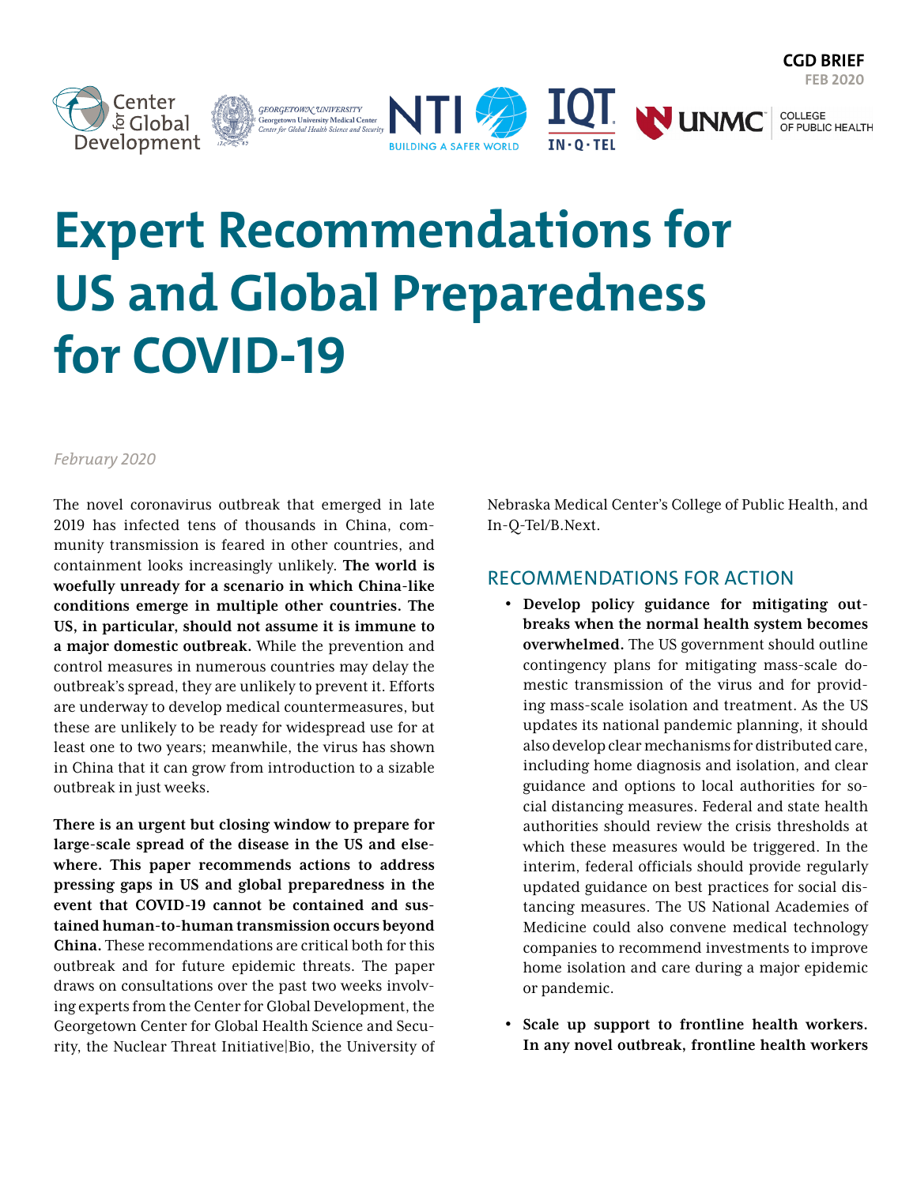# Expert Recommendations for US and Global Preparedness for COVID-19

*February 2020*

The novel coronavirus outbreak that emerged in late 2019 has infected tens of thousands in China, community transmission is feared in other countries, and containment looks increasingly unlikely. **The world is woefully unready for a scenario in which China-like conditions emerge in multiple other countries. The US, in particular, should not assume it is immune to a major domestic outbreak.** While the prevention and control measures in numerous countries may delay the outbreak's spread, they are unlikely to prevent it. Efforts are underway to develop medical countermeasures, but these are unlikely to be ready for widespread use for at least one to two years; meanwhile, the virus has shown in China that it can grow from introduction to a sizable outbreak in just weeks.

**There is an urgent but closing window to prepare for large-scale spread of the disease in the US and elsewhere. This paper recommends actions to address pressing gaps in US and global preparedness in the event that COVID-19 cannot be contained and sustained human-to-human transmission occurs beyond China.** These recommendations are critical both for this outbreak and for future epidemic threats. The paper draws on consultations over the past two weeks involving experts from the Center for Global Development, the Georgetown Center for Global Health Science and Security, the Nuclear Threat Initiative|Bio, the University of Nebraska Medical Center's College of Public Health, and In-Q-Tel/B.Next.

## RECOMMENDATIONS FOR ACTION

- **Develop policy guidance for mitigating outbreaks when the normal health system becomes overwhelmed.** The US government should outline contingency plans for mitigating mass-scale domestic transmission of the virus and for providing mass-scale isolation and treatment. As the US updates its national pandemic planning, it should also develop clear mechanisms for distributed care, including home diagnosis and isolation, and clear guidance and options to local authorities for social distancing measures. Federal and state health authorities should review the crisis thresholds at which these measures would be triggered. In the interim, federal officials should provide regularly updated guidance on best practices for social distancing measures. The US National Academies of Medicine could also convene medical technology companies to recommend investments to improve home isolation and care during a major epidemic or pandemic.

- **Scale up support to frontline health workers. In any novel outbreak, frontline health workers**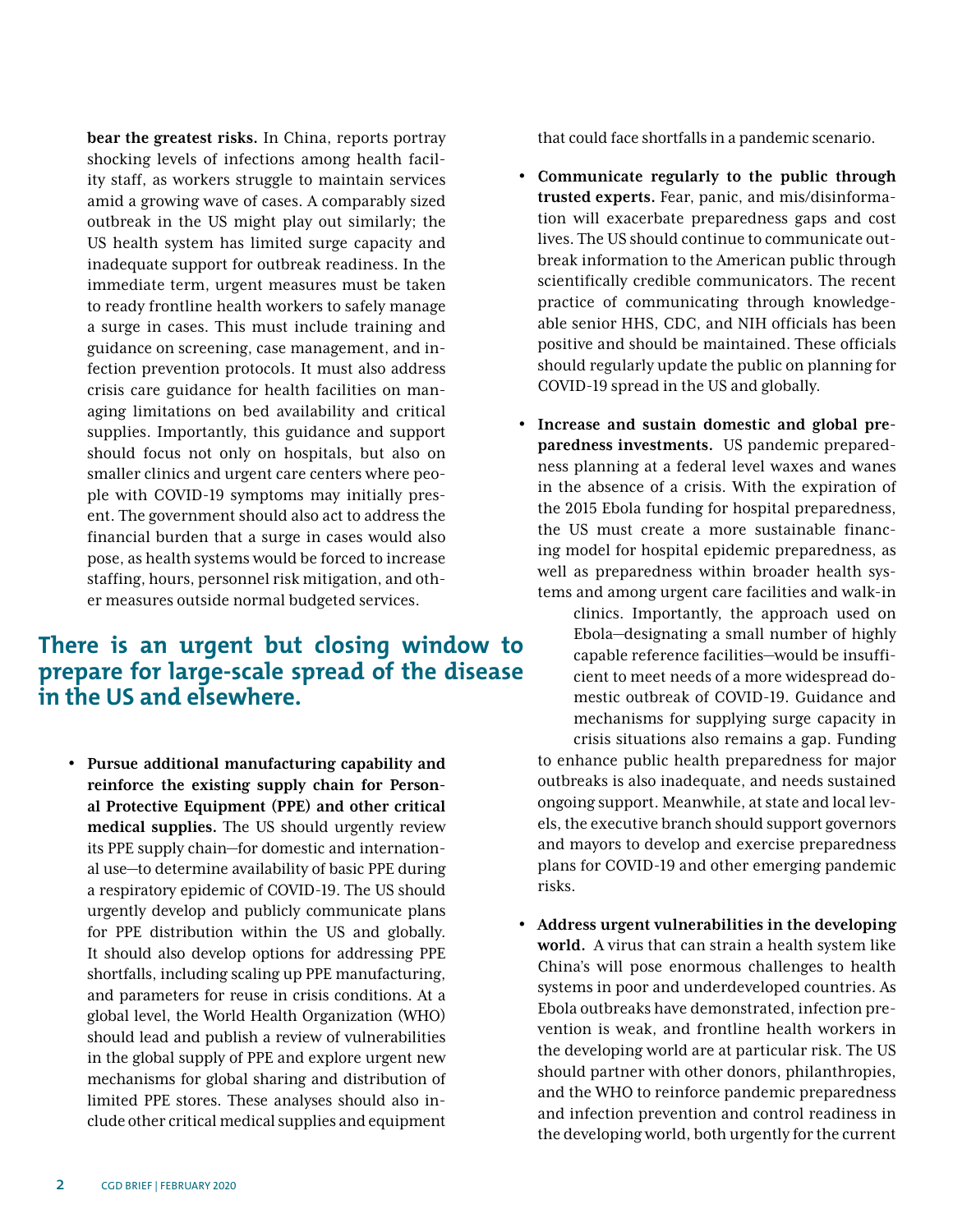**bear the greatest risks.** In China, reports portray shocking levels of infections among health facility staff, as workers struggle to maintain services amid a growing wave of cases. A comparably sized outbreak in the US might play out similarly; the US health system has limited surge capacity and inadequate support for outbreak readiness. In the immediate term, urgent measures must be taken to ready frontline health workers to safely manage a surge in cases. This must include training and guidance on screening, case management, and infection prevention protocols. It must also address crisis care guidance for health facilities on managing limitations on bed availability and critical supplies. Importantly, this guidance and support should focus not only on hospitals, but also on smaller clinics and urgent care centers where people with COVID-19 symptoms may initially present. The government should also act to address the financial burden that a surge in cases would also pose, as health systems would be forced to increase staffing, hours, personnel risk mitigation, and other measures outside normal budgeted services.

## There is an urgent but closing window to prepare for large-scale spread of the disease in the US and elsewhere.

- **Pursue additional manufacturing capability and reinforce the existing supply chain for Personal Protective Equipment (PPE) and other critical medical supplies.** The US should urgently review its PPE supply chain—for domestic and international use—to determine availability of basic PPE during a respiratory epidemic of COVID-19. The US should urgently develop and publicly communicate plans for PPE distribution within the US and globally. It should also develop options for addressing PPE shortfalls, including scaling up PPE manufacturing, and parameters for reuse in crisis conditions. At a global level, the World Health Organization (WHO) should lead and publish a review of vulnerabilities in the global supply of PPE and explore urgent new mechanisms for global sharing and distribution of limited PPE stores. These analyses should also include other critical medical supplies and equipment that could face shortfalls in a pandemic scenario.

- **Communicate regularly to the public through trusted experts.** Fear, panic, and mis/disinformation will exacerbate preparedness gaps and cost lives. The US should continue to communicate outbreak information to the American public through scientifically credible communicators. The recent practice of communicating through knowledgeable senior HHS, CDC, and NIH officials has been positive and should be maintained. These officials should regularly update the public on planning for COVID-19 spread in the US and globally.

- **Increase and sustain domestic and global preparedness investments.** US pandemic preparedness planning at a federal level waxes and wanes in the absence of a crisis. With the expiration of the 2015 Ebola funding for hospital preparedness, the US must create a more sustainable financing model for hospital epidemic preparedness, as well as preparedness within broader health systems and among urgent care facilities and walk-in clinics. Importantly, the approach used on Ebola—designating a small number of highly capable reference facilities—would be insufficient to meet needs of a more widespread domestic outbreak of COVID-19. Guidance and mechanisms for supplying surge capacity in crisis situations also remains a gap. Funding to enhance public health preparedness for major outbreaks is also inadequate, and needs sustained ongoing support. Meanwhile, at state and local levels, the executive branch should support governors and mayors to develop and exercise preparedness plans for COVID-19 and other emerging pandemic risks.

- **Address urgent vulnerabilities in the developing world.** A virus that can strain a health system like China's will pose enormous challenges to health systems in poor and underdeveloped countries. As Ebola outbreaks have demonstrated, infection prevention is weak, and frontline health workers in the developing world are at particular risk. The US should partner with other donors, philanthropies, and the WHO to reinforce pandemic preparedness and infection prevention and control readiness in the developing world, both urgently for the current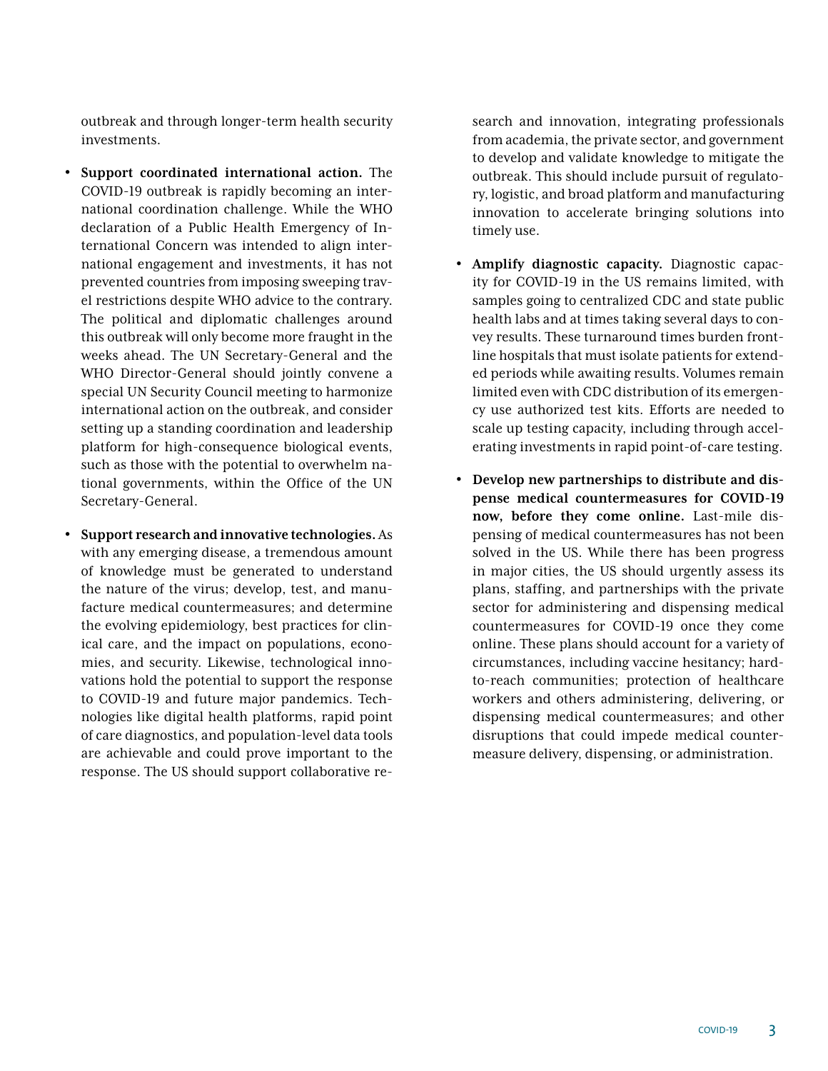outbreak and through longer-term health security investments.

- **Support coordinated international action.** The COVID-19 outbreak is rapidly becoming an international coordination challenge. While the WHO declaration of a Public Health Emergency of International Concern was intended to align international engagement and investments, it has not prevented countries from imposing sweeping travel restrictions despite WHO advice to the contrary. The political and diplomatic challenges around this outbreak will only become more fraught in the weeks ahead. The UN Secretary-General and the WHO Director-General should jointly convene a special UN Security Council meeting to harmonize international action on the outbreak, and consider setting up a standing coordination and leadership platform for high-consequence biological events, such as those with the potential to overwhelm national governments, within the Office of the UN Secretary-General.

- **Support research and innovative technologies.** As with any emerging disease, a tremendous amount of knowledge must be generated to understand the nature of the virus; develop, test, and manufacture medical countermeasures; and determine the evolving epidemiology, best practices for clinical care, and the impact on populations, economies, and security. Likewise, technological innovations hold the potential to support the response to COVID-19 and future major pandemics. Technologies like digital health platforms, rapid point of care diagnostics, and population-level data tools are achievable and could prove important to the response. The US should support collaborative research and innovation, integrating professionals from academia, the private sector, and government to develop and validate knowledge to mitigate the outbreak. This should include pursuit of regulatory, logistic, and broad platform and manufacturing innovation to accelerate bringing solutions into timely use.

- **Amplify diagnostic capacity.** Diagnostic capacity for COVID-19 in the US remains limited, with samples going to centralized CDC and state public health labs and at times taking several days to convey results. These turnaround times burden frontline hospitals that must isolate patients for extended periods while awaiting results. Volumes remain limited even with CDC distribution of its emergency use authorized test kits. Efforts are needed to scale up testing capacity, including through accelerating investments in rapid point-of-care testing.

- **Develop new partnerships to distribute and dispense medical countermeasures for COVID-19 now, before they come online.** Last-mile dispensing of medical countermeasures has not been solved in the US. While there has been progress in major cities, the US should urgently assess its plans, staffing, and partnerships with the private sector for administering and dispensing medical countermeasures for COVID-19 once they come online. These plans should account for a variety of circumstances, including vaccine hesitancy; hard-to-reach communities; protection of healthcare workers and others administering, delivering, or dispensing medical countermeasures; and other disruptions that could impede medical countermeasure delivery, dispensing, or administration.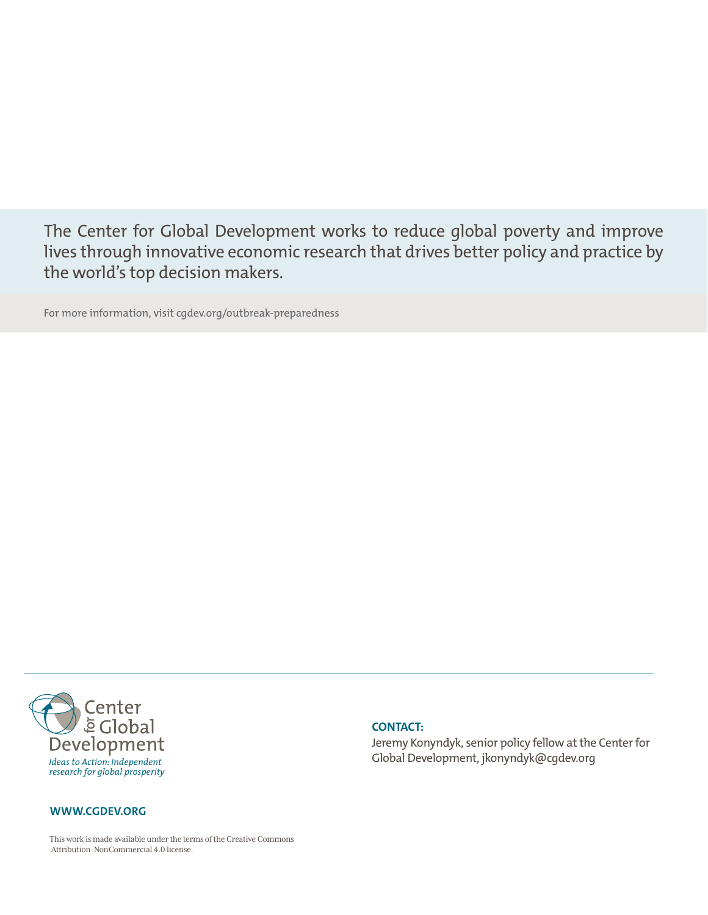The Center for Global Development works to reduce global poverty and improve lives through innovative economic research that drives better policy and practice by the world's top decision makers.

For more information, visit cgdev.org/outbreak-preparedness

Center for Global Development

*Ideas to Action: Independent research for global prosperity*

**CONTACT:**

Jeremy Konyndyk, senior policy fellow at the Center for Global Development, jkonyndyk@cgdev.org

**WWW.CGDEV.ORG**

This work is made available under the terms of the Creative Commons Attribution-NonCommercial 4.0 license.